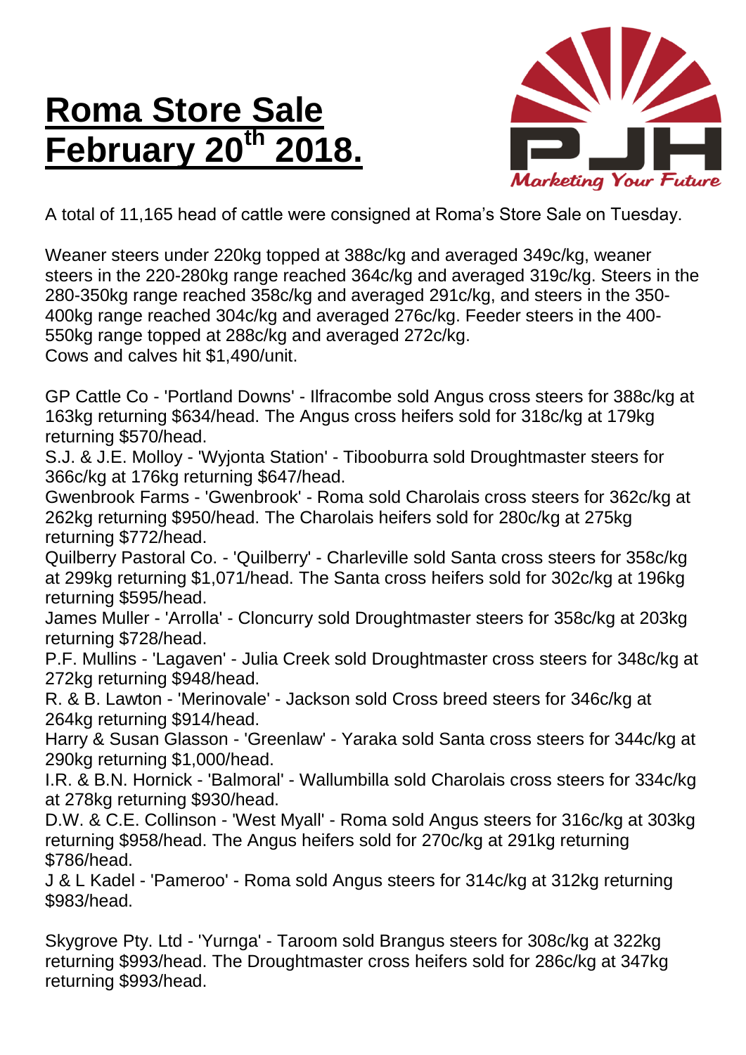# Roma Store Sale February 20th 2018.

A total of 11,165 head of cattle were consigned at Roma's Store Sale on Tuesday.

Weaner steers under 220kg topped at 388c/kg and averaged 349c/kg, weaner steers in the 220-280kg range reached 364c/kg and averaged 319c/kg. Steers in the 280-350kg range reached 358c/kg and averaged 291c/kg, and steers in the 350-400kg range reached 304c/kg and averaged 276c/kg. Feeder steers in the 400-550kg range topped at 288c/kg and averaged 272c/kg.
Cows and calves hit $1,490/unit.

GP Cattle Co - 'Portland Downs' - Ilfracombe sold Angus cross steers for 388c/kg at 163kg returning $634/head. The Angus cross heifers sold for 318c/kg at 179kg returning $570/head.
S.J. & J.E. Molloy - 'Wyjonta Station' - Tibooburra sold Droughtmaster steers for 366c/kg at 176kg returning $647/head.
Gwenbrook Farms - 'Gwenbrook' - Roma sold Charolais cross steers for 362c/kg at 262kg returning $950/head. The Charolais heifers sold for 280c/kg at 275kg returning $772/head.
Quilberry Pastoral Co. - 'Quilberry' - Charleville sold Santa cross steers for 358c/kg at 299kg returning $1,071/head. The Santa cross heifers sold for 302c/kg at 196kg returning $595/head.
James Muller - 'Arrolla' - Cloncurry sold Droughtmaster steers for 358c/kg at 203kg returning $728/head.
P.F. Mullins - 'Lagaven' - Julia Creek sold Droughtmaster cross steers for 348c/kg at 272kg returning $948/head.
R. & B. Lawton - 'Merinovale' - Jackson sold Cross breed steers for 346c/kg at 264kg returning $914/head.
Harry & Susan Glasson - 'Greenlaw' - Yaraka sold Santa cross steers for 344c/kg at 290kg returning $1,000/head.
I.R. & B.N. Hornick - 'Balmoral' - Wallumbilla sold Charolais cross steers for 334c/kg at 278kg returning $930/head.
D.W. & C.E. Collinson - 'West Myall' - Roma sold Angus steers for 316c/kg at 303kg returning $958/head. The Angus heifers sold for 270c/kg at 291kg returning $786/head.
J & L Kadel - 'Pameroo' - Roma sold Angus steers for 314c/kg at 312kg returning $983/head.

Skygrove Pty. Ltd - 'Yurnga' - Taroom sold Brangus steers for 308c/kg at 322kg returning $993/head. The Droughtmaster cross heifers sold for 286c/kg at 347kg returning $993/head.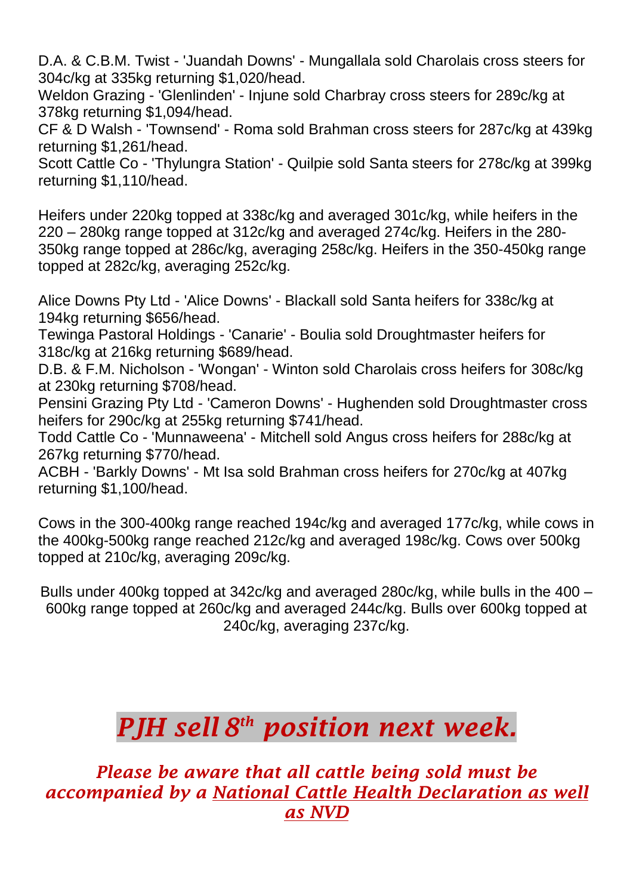D.A. & C.B.M. Twist - 'Juandah Downs' - Mungallala sold Charolais cross steers for 304c/kg at 335kg returning $1,020/head.
Weldon Grazing - 'Glenlinden' - Injune sold Charbray cross steers for 289c/kg at 378kg returning $1,094/head.
CF & D Walsh - 'Townsend' - Roma sold Brahman cross steers for 287c/kg at 439kg returning $1,261/head.
Scott Cattle Co - 'Thylungra Station' - Quilpie sold Santa steers for 278c/kg at 399kg returning $1,110/head.

Heifers under 220kg topped at 338c/kg and averaged 301c/kg, while heifers in the 220 – 280kg range topped at 312c/kg and averaged 274c/kg. Heifers in the 280-350kg range topped at 286c/kg, averaging 258c/kg. Heifers in the 350-450kg range topped at 282c/kg, averaging 252c/kg.

Alice Downs Pty Ltd - 'Alice Downs' - Blackall sold Santa heifers for 338c/kg at 194kg returning $656/head.
Tewinga Pastoral Holdings - 'Canarie' - Boulia sold Droughtmaster heifers for 318c/kg at 216kg returning $689/head.
D.B. & F.M. Nicholson - 'Wongan' - Winton sold Charolais cross heifers for 308c/kg at 230kg returning $708/head.
Pensini Grazing Pty Ltd - 'Cameron Downs' - Hughenden sold Droughtmaster cross heifers for 290c/kg at 255kg returning $741/head.
Todd Cattle Co - 'Munnaweena' - Mitchell sold Angus cross heifers for 288c/kg at 267kg returning $770/head.
ACBH - 'Barkly Downs' - Mt Isa sold Brahman cross heifers for 270c/kg at 407kg returning $1,100/head.

Cows in the 300-400kg range reached 194c/kg and averaged 177c/kg, while cows in the 400kg-500kg range reached 212c/kg and averaged 198c/kg. Cows over 500kg topped at 210c/kg, averaging 209c/kg.

Bulls under 400kg topped at 342c/kg and averaged 280c/kg, while bulls in the 400 – 600kg range topped at 260c/kg and averaged 244c/kg. Bulls over 600kg topped at 240c/kg, averaging 237c/kg.

## *PJH sell 8th position next week.*

***Please be aware that all cattle being sold must be accompanied by a National Cattle Health Declaration as well as NVD***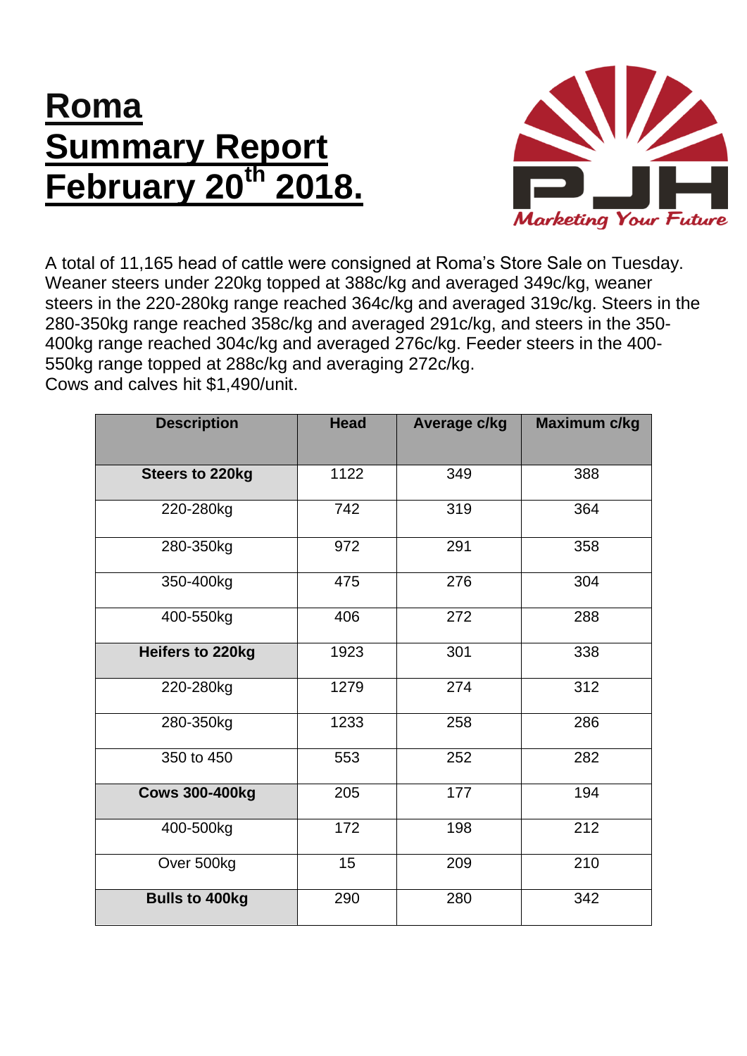# Roma Summary Report February 20th 2018.

A total of 11,165 head of cattle were consigned at Roma's Store Sale on Tuesday. Weaner steers under 220kg topped at 388c/kg and averaged 349c/kg, weaner steers in the 220-280kg range reached 364c/kg and averaged 319c/kg. Steers in the 280-350kg range reached 358c/kg and averaged 291c/kg, and steers in the 350-400kg range reached 304c/kg and averaged 276c/kg. Feeder steers in the 400-550kg range topped at 288c/kg and averaging 272c/kg.
Cows and calves hit $1,490/unit.

| Description | Head | Average c/kg | Maximum c/kg |
|---|---|---|---|
| **Steers to 220kg** | 1122 | 349 | 388 |
| 220-280kg | 742 | 319 | 364 |
| 280-350kg | 972 | 291 | 358 |
| 350-400kg | 475 | 276 | 304 |
| 400-550kg | 406 | 272 | 288 |
| **Heifers to 220kg** | 1923 | 301 | 338 |
| 220-280kg | 1279 | 274 | 312 |
| 280-350kg | 1233 | 258 | 286 |
| 350 to 450 | 553 | 252 | 282 |
| **Cows 300-400kg** | 205 | 177 | 194 |
| 400-500kg | 172 | 198 | 212 |
| Over 500kg | 15 | 209 | 210 |
| **Bulls to 400kg** | 290 | 280 | 342 |